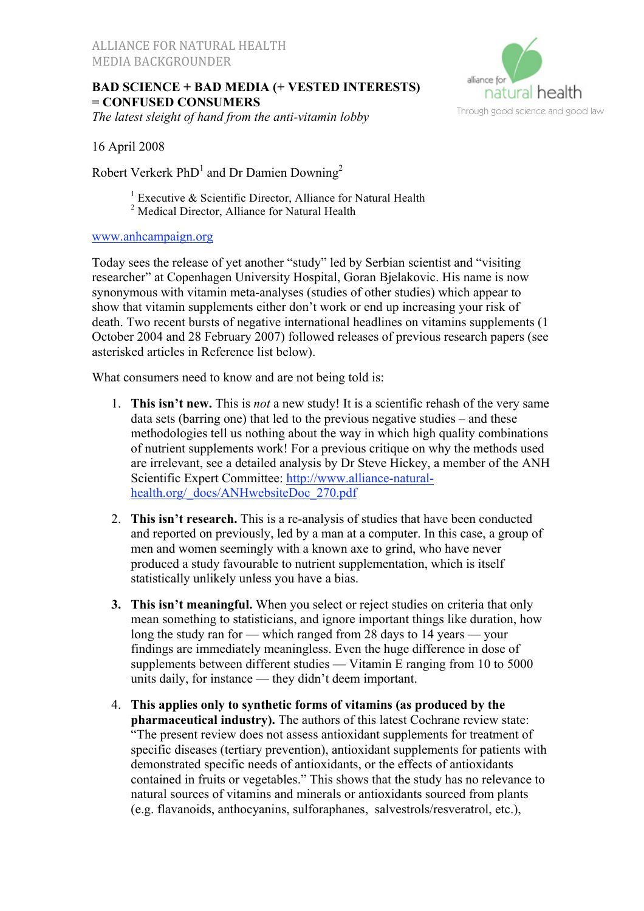ALLIANCE FOR NATURAL HEALTH
MEDIA BACKGROUNDER

alliance for natural health
Through good science and good law

# BAD SCIENCE + BAD MEDIA (+ VESTED INTERESTS) = CONFUSED CONSUMERS

*The latest sleight of hand from the anti-vitamin lobby*

16 April 2008

Robert Verkerk PhD[1] and Dr Damien Downing[2]

[1] Executive & Scientific Director, Alliance for Natural Health
[2] Medical Director, Alliance for Natural Health

[www.anhcampaign.org](www.anhcampaign.org)

Today sees the release of yet another "study" led by Serbian scientist and "visiting researcher" at Copenhagen University Hospital, Goran Bjelakovic. His name is now synonymous with vitamin meta-analyses (studies of other studies) which appear to show that vitamin supplements either don't work or end up increasing your risk of death. Two recent bursts of negative international headlines on vitamins supplements (1 October 2004 and 28 February 2007) followed releases of previous research papers (see asterisked articles in Reference list below).

What consumers need to know and are not being told is:

1. **This isn't new.** This is *not* a new study! It is a scientific rehash of the very same data sets (barring one) that led to the previous negative studies – and these methodologies tell us nothing about the way in which high quality combinations of nutrient supplements work! For a previous critique on why the methods used are irrelevant, see a detailed analysis by Dr Steve Hickey, a member of the ANH Scientific Expert Committee: [http://www.alliance-natural-health.org/_docs/ANHwebsiteDoc_270.pdf](http://www.alliance-natural-health.org/_docs/ANHwebsiteDoc_270.pdf)

2. **This isn't research.** This is a re-analysis of studies that have been conducted and reported on previously, led by a man at a computer. In this case, a group of men and women seemingly with a known axe to grind, who have never produced a study favourable to nutrient supplementation, which is itself statistically unlikely unless you have a bias.

3. **This isn't meaningful.** When you select or reject studies on criteria that only mean something to statisticians, and ignore important things like duration, how long the study ran for — which ranged from 28 days to 14 years — your findings are immediately meaningless. Even the huge difference in dose of supplements between different studies — Vitamin E ranging from 10 to 5000 units daily, for instance — they didn't deem important.

4. **This applies only to synthetic forms of vitamins (as produced by the pharmaceutical industry).** The authors of this latest Cochrane review state: "The present review does not assess antioxidant supplements for treatment of specific diseases (tertiary prevention), antioxidant supplements for patients with demonstrated specific needs of antioxidants, or the effects of antioxidants contained in fruits or vegetables." This shows that the study has no relevance to natural sources of vitamins and minerals or antioxidants sourced from plants (e.g. flavanoids, anthocyanins, sulforaphanes, salvestrols/resveratrol, etc.),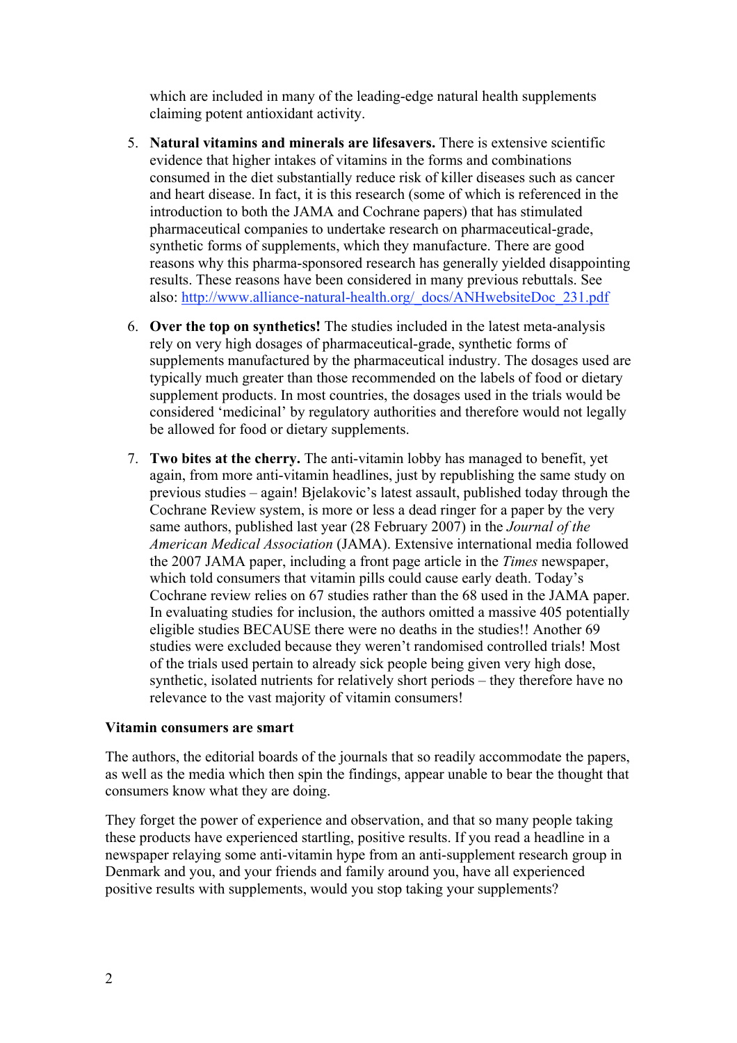which are included in many of the leading-edge natural health supplements claiming potent antioxidant activity.

5. **Natural vitamins and minerals are lifesavers.** There is extensive scientific evidence that higher intakes of vitamins in the forms and combinations consumed in the diet substantially reduce risk of killer diseases such as cancer and heart disease. In fact, it is this research (some of which is referenced in the introduction to both the JAMA and Cochrane papers) that has stimulated pharmaceutical companies to undertake research on pharmaceutical-grade, synthetic forms of supplements, which they manufacture. There are good reasons why this pharma-sponsored research has generally yielded disappointing results. These reasons have been considered in many previous rebuttals. See also: [http://www.alliance-natural-health.org/_docs/ANHwebsiteDoc_231.pdf](http://www.alliance-natural-health.org/_docs/ANHwebsiteDoc_231.pdf)

6. **Over the top on synthetics!** The studies included in the latest meta-analysis rely on very high dosages of pharmaceutical-grade, synthetic forms of supplements manufactured by the pharmaceutical industry. The dosages used are typically much greater than those recommended on the labels of food or dietary supplement products. In most countries, the dosages used in the trials would be considered 'medicinal' by regulatory authorities and therefore would not legally be allowed for food or dietary supplements.

7. **Two bites at the cherry.** The anti-vitamin lobby has managed to benefit, yet again, from more anti-vitamin headlines, just by republishing the same study on previous studies – again! Bjelakovic's latest assault, published today through the Cochrane Review system, is more or less a dead ringer for a paper by the very same authors, published last year (28 February 2007) in the *Journal of the American Medical Association* (JAMA). Extensive international media followed the 2007 JAMA paper, including a front page article in the *Times* newspaper, which told consumers that vitamin pills could cause early death. Today's Cochrane review relies on 67 studies rather than the 68 used in the JAMA paper. In evaluating studies for inclusion, the authors omitted a massive 405 potentially eligible studies BECAUSE there were no deaths in the studies!! Another 69 studies were excluded because they weren't randomised controlled trials! Most of the trials used pertain to already sick people being given very high dose, synthetic, isolated nutrients for relatively short periods – they therefore have no relevance to the vast majority of vitamin consumers!

**Vitamin consumers are smart**

The authors, the editorial boards of the journals that so readily accommodate the papers, as well as the media which then spin the findings, appear unable to bear the thought that consumers know what they are doing.

They forget the power of experience and observation, and that so many people taking these products have experienced startling, positive results. If you read a headline in a newspaper relaying some anti-vitamin hype from an anti-supplement research group in Denmark and you, and your friends and family around you, have all experienced positive results with supplements, would you stop taking your supplements?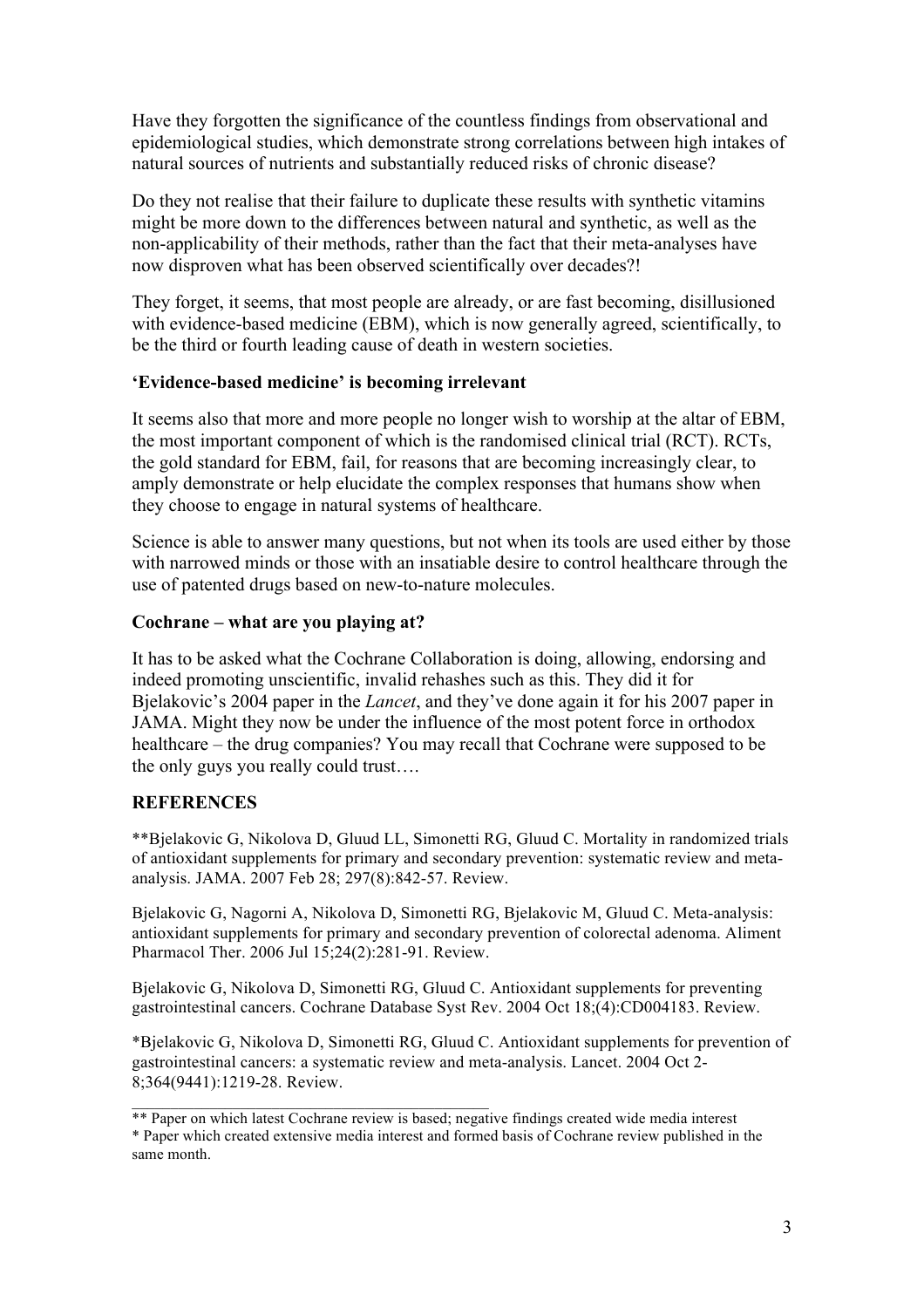Have they forgotten the significance of the countless findings from observational and epidemiological studies, which demonstrate strong correlations between high intakes of natural sources of nutrients and substantially reduced risks of chronic disease?

Do they not realise that their failure to duplicate these results with synthetic vitamins might be more down to the differences between natural and synthetic, as well as the non-applicability of their methods, rather than the fact that their meta-analyses have now disproven what has been observed scientifically over decades?!

They forget, it seems, that most people are already, or are fast becoming, disillusioned with evidence-based medicine (EBM), which is now generally agreed, scientifically, to be the third or fourth leading cause of death in western societies.

### 'Evidence-based medicine' is becoming irrelevant

It seems also that more and more people no longer wish to worship at the altar of EBM, the most important component of which is the randomised clinical trial (RCT). RCTs, the gold standard for EBM, fail, for reasons that are becoming increasingly clear, to amply demonstrate or help elucidate the complex responses that humans show when they choose to engage in natural systems of healthcare.

Science is able to answer many questions, but not when its tools are used either by those with narrowed minds or those with an insatiable desire to control healthcare through the use of patented drugs based on new-to-nature molecules.

### Cochrane – what are you playing at?

It has to be asked what the Cochrane Collaboration is doing, allowing, endorsing and indeed promoting unscientific, invalid rehashes such as this. They did it for Bjelakovic's 2004 paper in the *Lancet*, and they've done again it for his 2007 paper in JAMA. Might they now be under the influence of the most potent force in orthodox healthcare – the drug companies? You may recall that Cochrane were supposed to be the only guys you really could trust….

### REFERENCES

**Bjelakovic G, Nikolova D, Gluud LL, Simonetti RG, Gluud C. Mortality in randomized trials of antioxidant supplements for primary and secondary prevention: systematic review and meta-analysis. JAMA. 2007 Feb 28; 297(8):842-57. Review.

Bjelakovic G, Nagorni A, Nikolova D, Simonetti RG, Bjelakovic M, Gluud C. Meta-analysis: antioxidant supplements for primary and secondary prevention of colorectal adenoma. Aliment Pharmacol Ther. 2006 Jul 15;24(2):281-91. Review.

Bjelakovic G, Nikolova D, Simonetti RG, Gluud C. Antioxidant supplements for preventing gastrointestinal cancers. Cochrane Database Syst Rev. 2004 Oct 18;(4):CD004183. Review.

*Bjelakovic G, Nikolova D, Simonetti RG, Gluud C. Antioxidant supplements for prevention of gastrointestinal cancers: a systematic review and meta-analysis. Lancet. 2004 Oct 2-8;364(9441):1219-28. Review.

---

** Paper on which latest Cochrane review is based; negative findings created wide media interest

* Paper which created extensive media interest and formed basis of Cochrane review published in the same month.